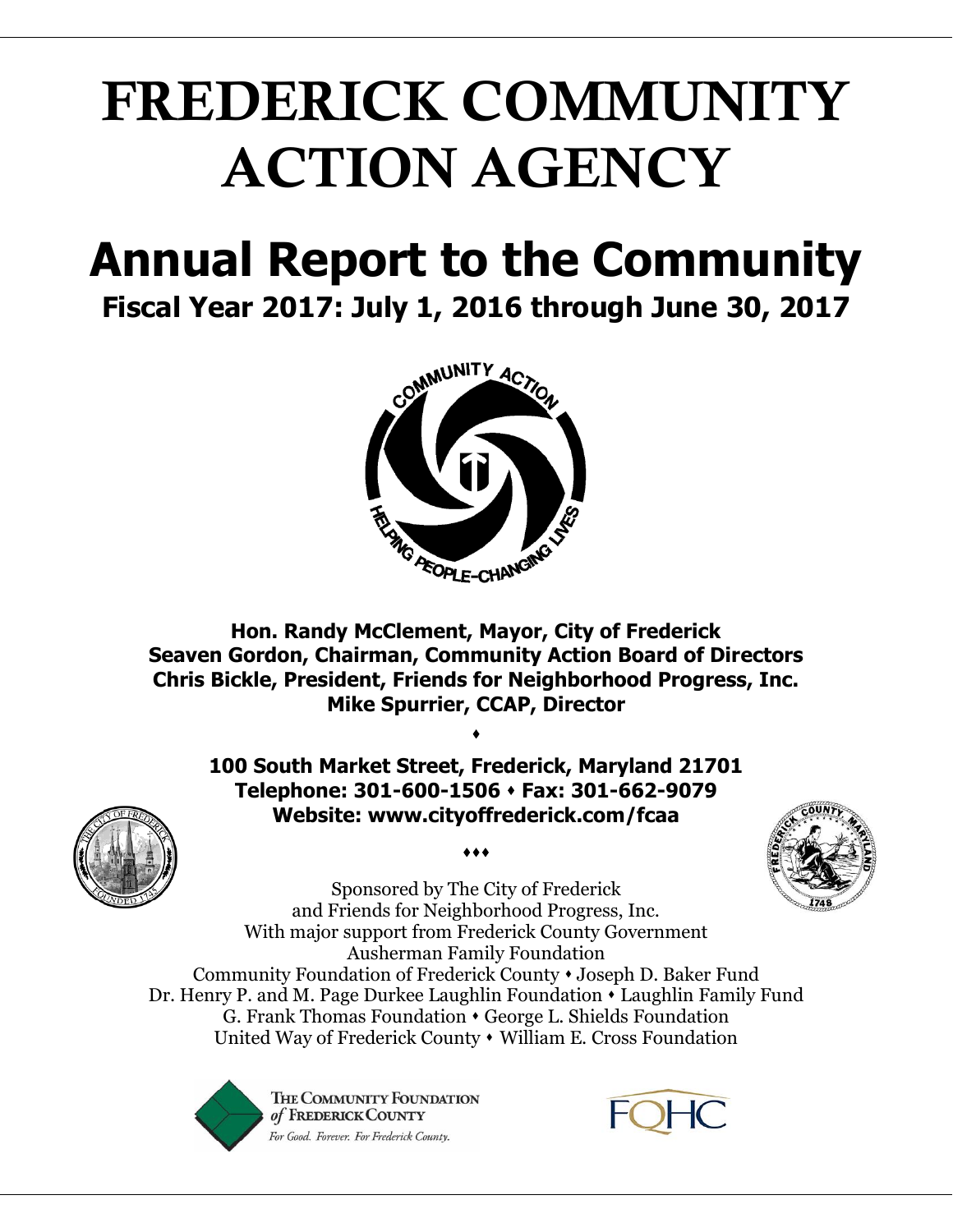# FREDERICK COMMUNITY ACTION AGENCY

# Annual Report to the Community

## Fiscal Year 2017: July 1, 2016 through June 30, 2017

**Hon. Randy McClement, Mayor, City of Frederick**
**Seaven Gordon, Chairman, Community Action Board of Directors**
**Chris Bickle, President, Friends for Neighborhood Progress, Inc.**
**Mike Spurrier, CCAP, Director**

♦

**100 South Market Street, Frederick, Maryland 21701**
**Telephone: 301-600-1506 ⬩ Fax: 301-662-9079**
**Website: www.cityoffrederick.com/fcaa**

♦♦♦

Sponsored by The City of Frederick
and Friends for Neighborhood Progress, Inc.
With major support from Frederick County Government
Ausherman Family Foundation
Community Foundation of Frederick County ⬩ Joseph D. Baker Fund
Dr. Henry P. and M. Page Durkee Laughlin Foundation ⬩ Laughlin Family Fund
G. Frank Thomas Foundation ⬩ George L. Shields Foundation
United Way of Frederick County ⬩ William E. Cross Foundation

THE COMMUNITY FOUNDATION of FREDERICK COUNTY
*For Good. Forever. For Frederick County.*

FQHC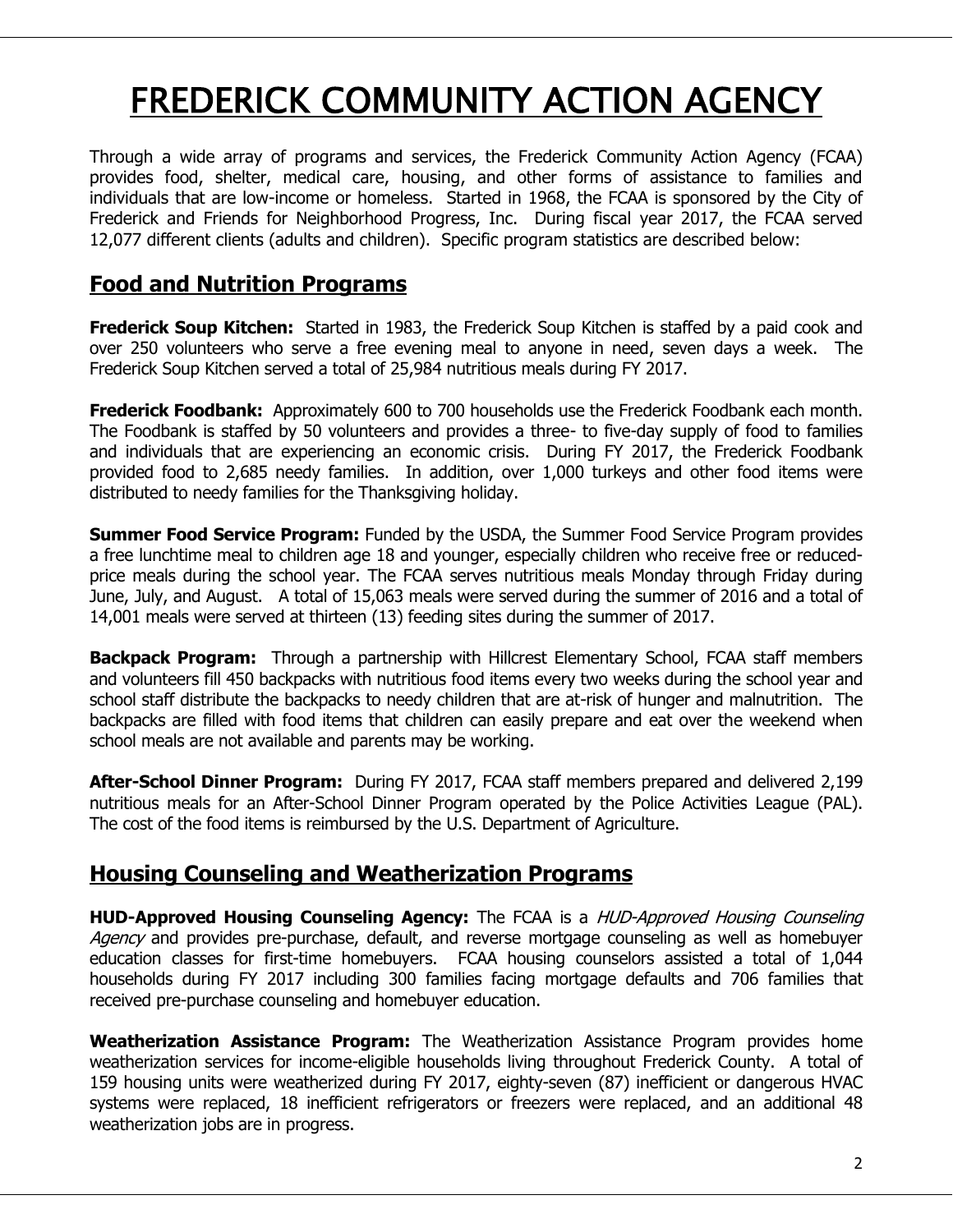# FREDERICK COMMUNITY ACTION AGENCY

Through a wide array of programs and services, the Frederick Community Action Agency (FCAA) provides food, shelter, medical care, housing, and other forms of assistance to families and individuals that are low-income or homeless. Started in 1968, the FCAA is sponsored by the City of Frederick and Friends for Neighborhood Progress, Inc. During fiscal year 2017, the FCAA served 12,077 different clients (adults and children). Specific program statistics are described below:

## Food and Nutrition Programs

**Frederick Soup Kitchen:** Started in 1983, the Frederick Soup Kitchen is staffed by a paid cook and over 250 volunteers who serve a free evening meal to anyone in need, seven days a week. The Frederick Soup Kitchen served a total of 25,984 nutritious meals during FY 2017.

**Frederick Foodbank:** Approximately 600 to 700 households use the Frederick Foodbank each month. The Foodbank is staffed by 50 volunteers and provides a three- to five-day supply of food to families and individuals that are experiencing an economic crisis. During FY 2017, the Frederick Foodbank provided food to 2,685 needy families. In addition, over 1,000 turkeys and other food items were distributed to needy families for the Thanksgiving holiday.

**Summer Food Service Program:** Funded by the USDA, the Summer Food Service Program provides a free lunchtime meal to children age 18 and younger, especially children who receive free or reduced-price meals during the school year. The FCAA serves nutritious meals Monday through Friday during June, July, and August. A total of 15,063 meals were served during the summer of 2016 and a total of 14,001 meals were served at thirteen (13) feeding sites during the summer of 2017.

**Backpack Program:** Through a partnership with Hillcrest Elementary School, FCAA staff members and volunteers fill 450 backpacks with nutritious food items every two weeks during the school year and school staff distribute the backpacks to needy children that are at-risk of hunger and malnutrition. The backpacks are filled with food items that children can easily prepare and eat over the weekend when school meals are not available and parents may be working.

**After-School Dinner Program:** During FY 2017, FCAA staff members prepared and delivered 2,199 nutritious meals for an After-School Dinner Program operated by the Police Activities League (PAL). The cost of the food items is reimbursed by the U.S. Department of Agriculture.

## Housing Counseling and Weatherization Programs

**HUD-Approved Housing Counseling Agency:** The FCAA is a *HUD-Approved Housing Counseling Agency* and provides pre-purchase, default, and reverse mortgage counseling as well as homebuyer education classes for first-time homebuyers. FCAA housing counselors assisted a total of 1,044 households during FY 2017 including 300 families facing mortgage defaults and 706 families that received pre-purchase counseling and homebuyer education.

**Weatherization Assistance Program:** The Weatherization Assistance Program provides home weatherization services for income-eligible households living throughout Frederick County. A total of 159 housing units were weatherized during FY 2017, eighty-seven (87) inefficient or dangerous HVAC systems were replaced, 18 inefficient refrigerators or freezers were replaced, and an additional 48 weatherization jobs are in progress.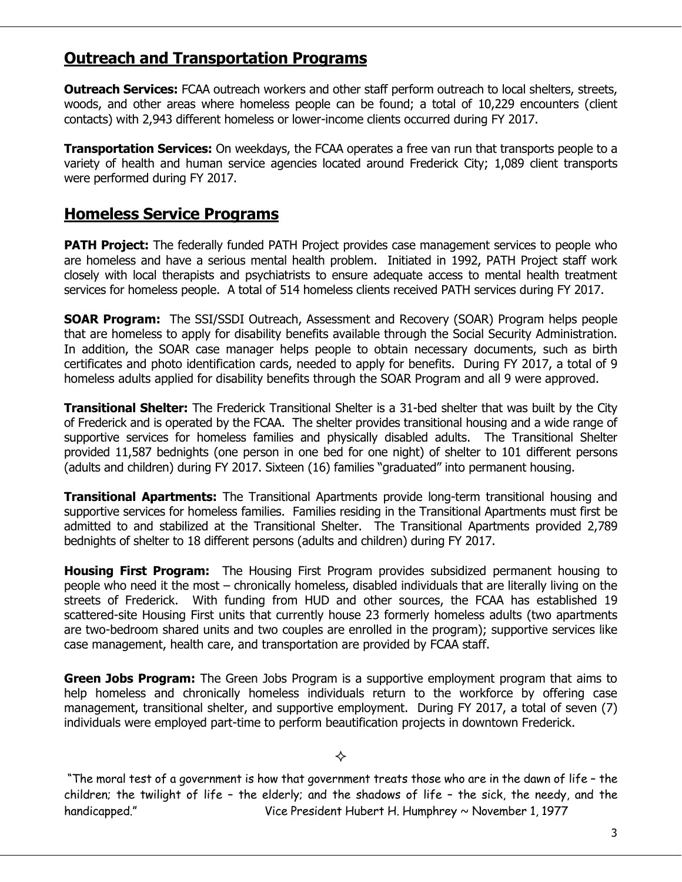## Outreach and Transportation Programs

**Outreach Services:** FCAA outreach workers and other staff perform outreach to local shelters, streets, woods, and other areas where homeless people can be found; a total of 10,229 encounters (client contacts) with 2,943 different homeless or lower-income clients occurred during FY 2017.

**Transportation Services:** On weekdays, the FCAA operates a free van run that transports people to a variety of health and human service agencies located around Frederick City; 1,089 client transports were performed during FY 2017.

## Homeless Service Programs

**PATH Project:** The federally funded PATH Project provides case management services to people who are homeless and have a serious mental health problem. Initiated in 1992, PATH Project staff work closely with local therapists and psychiatrists to ensure adequate access to mental health treatment services for homeless people. A total of 514 homeless clients received PATH services during FY 2017.

**SOAR Program:** The SSI/SSDI Outreach, Assessment and Recovery (SOAR) Program helps people that are homeless to apply for disability benefits available through the Social Security Administration. In addition, the SOAR case manager helps people to obtain necessary documents, such as birth certificates and photo identification cards, needed to apply for benefits. During FY 2017, a total of 9 homeless adults applied for disability benefits through the SOAR Program and all 9 were approved.

**Transitional Shelter:** The Frederick Transitional Shelter is a 31-bed shelter that was built by the City of Frederick and is operated by the FCAA. The shelter provides transitional housing and a wide range of supportive services for homeless families and physically disabled adults. The Transitional Shelter provided 11,587 bednights (one person in one bed for one night) of shelter to 101 different persons (adults and children) during FY 2017. Sixteen (16) families "graduated" into permanent housing.

**Transitional Apartments:** The Transitional Apartments provide long-term transitional housing and supportive services for homeless families. Families residing in the Transitional Apartments must first be admitted to and stabilized at the Transitional Shelter. The Transitional Apartments provided 2,789 bednights of shelter to 18 different persons (adults and children) during FY 2017.

**Housing First Program:** The Housing First Program provides subsidized permanent housing to people who need it the most – chronically homeless, disabled individuals that are literally living on the streets of Frederick. With funding from HUD and other sources, the FCAA has established 19 scattered-site Housing First units that currently house 23 formerly homeless adults (two apartments are two-bedroom shared units and two couples are enrolled in the program); supportive services like case management, health care, and transportation are provided by FCAA staff.

**Green Jobs Program:** The Green Jobs Program is a supportive employment program that aims to help homeless and chronically homeless individuals return to the workforce by offering case management, transitional shelter, and supportive employment. During FY 2017, a total of seven (7) individuals were employed part-time to perform beautification projects in downtown Frederick.

✧

"The moral test of a government is how that government treats those who are in the dawn of life – the children; the twilight of life – the elderly; and the shadows of life – the sick, the needy, and the handicapped." Vice President Hubert H. Humphrey ~ November 1, 1977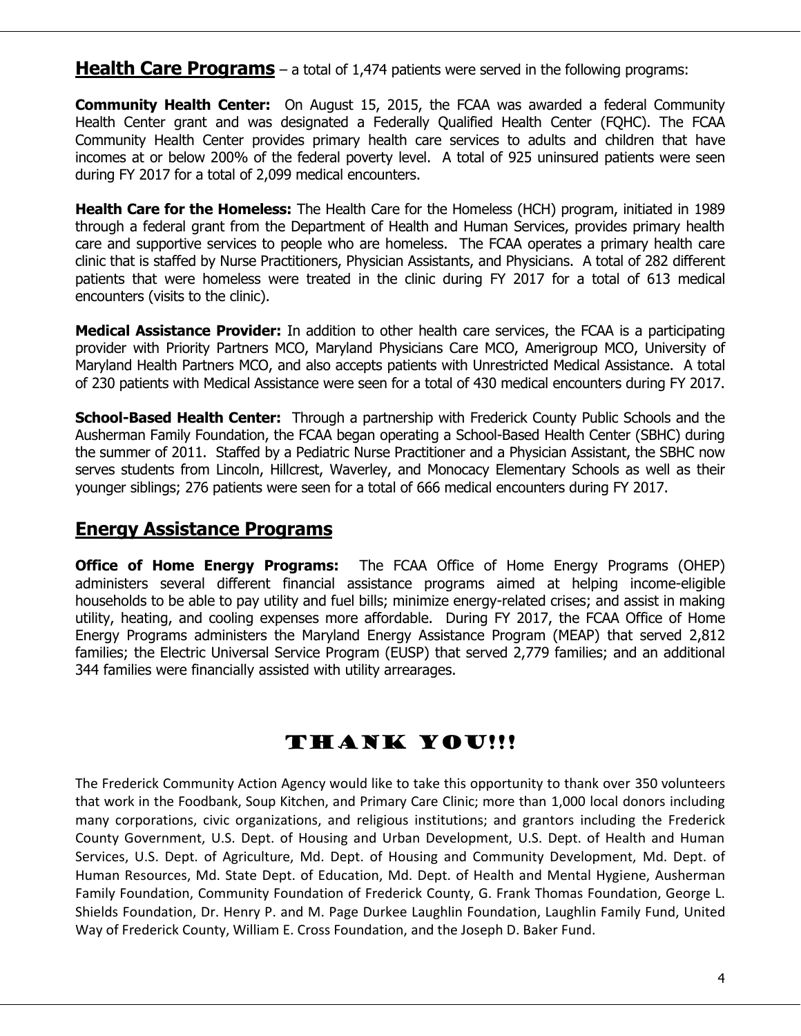## Health Care Programs – a total of 1,474 patients were served in the following programs:

**Community Health Center:** On August 15, 2015, the FCAA was awarded a federal Community Health Center grant and was designated a Federally Qualified Health Center (FQHC). The FCAA Community Health Center provides primary health care services to adults and children that have incomes at or below 200% of the federal poverty level. A total of 925 uninsured patients were seen during FY 2017 for a total of 2,099 medical encounters.

**Health Care for the Homeless:** The Health Care for the Homeless (HCH) program, initiated in 1989 through a federal grant from the Department of Health and Human Services, provides primary health care and supportive services to people who are homeless. The FCAA operates a primary health care clinic that is staffed by Nurse Practitioners, Physician Assistants, and Physicians. A total of 282 different patients that were homeless were treated in the clinic during FY 2017 for a total of 613 medical encounters (visits to the clinic).

**Medical Assistance Provider:** In addition to other health care services, the FCAA is a participating provider with Priority Partners MCO, Maryland Physicians Care MCO, Amerigroup MCO, University of Maryland Health Partners MCO, and also accepts patients with Unrestricted Medical Assistance. A total of 230 patients with Medical Assistance were seen for a total of 430 medical encounters during FY 2017.

**School-Based Health Center:** Through a partnership with Frederick County Public Schools and the Ausherman Family Foundation, the FCAA began operating a School-Based Health Center (SBHC) during the summer of 2011. Staffed by a Pediatric Nurse Practitioner and a Physician Assistant, the SBHC now serves students from Lincoln, Hillcrest, Waverley, and Monocacy Elementary Schools as well as their younger siblings; 276 patients were seen for a total of 666 medical encounters during FY 2017.

## Energy Assistance Programs

**Office of Home Energy Programs:** The FCAA Office of Home Energy Programs (OHEP) administers several different financial assistance programs aimed at helping income-eligible households to be able to pay utility and fuel bills; minimize energy-related crises; and assist in making utility, heating, and cooling expenses more affordable. During FY 2017, the FCAA Office of Home Energy Programs administers the Maryland Energy Assistance Program (MEAP) that served 2,812 families; the Electric Universal Service Program (EUSP) that served 2,779 families; and an additional 344 families were financially assisted with utility arrearages.

# THANK YOU!!!

The Frederick Community Action Agency would like to take this opportunity to thank over 350 volunteers that work in the Foodbank, Soup Kitchen, and Primary Care Clinic; more than 1,000 local donors including many corporations, civic organizations, and religious institutions; and grantors including the Frederick County Government, U.S. Dept. of Housing and Urban Development, U.S. Dept. of Health and Human Services, U.S. Dept. of Agriculture, Md. Dept. of Housing and Community Development, Md. Dept. of Human Resources, Md. State Dept. of Education, Md. Dept. of Health and Mental Hygiene, Ausherman Family Foundation, Community Foundation of Frederick County, G. Frank Thomas Foundation, George L. Shields Foundation, Dr. Henry P. and M. Page Durkee Laughlin Foundation, Laughlin Family Fund, United Way of Frederick County, William E. Cross Foundation, and the Joseph D. Baker Fund.